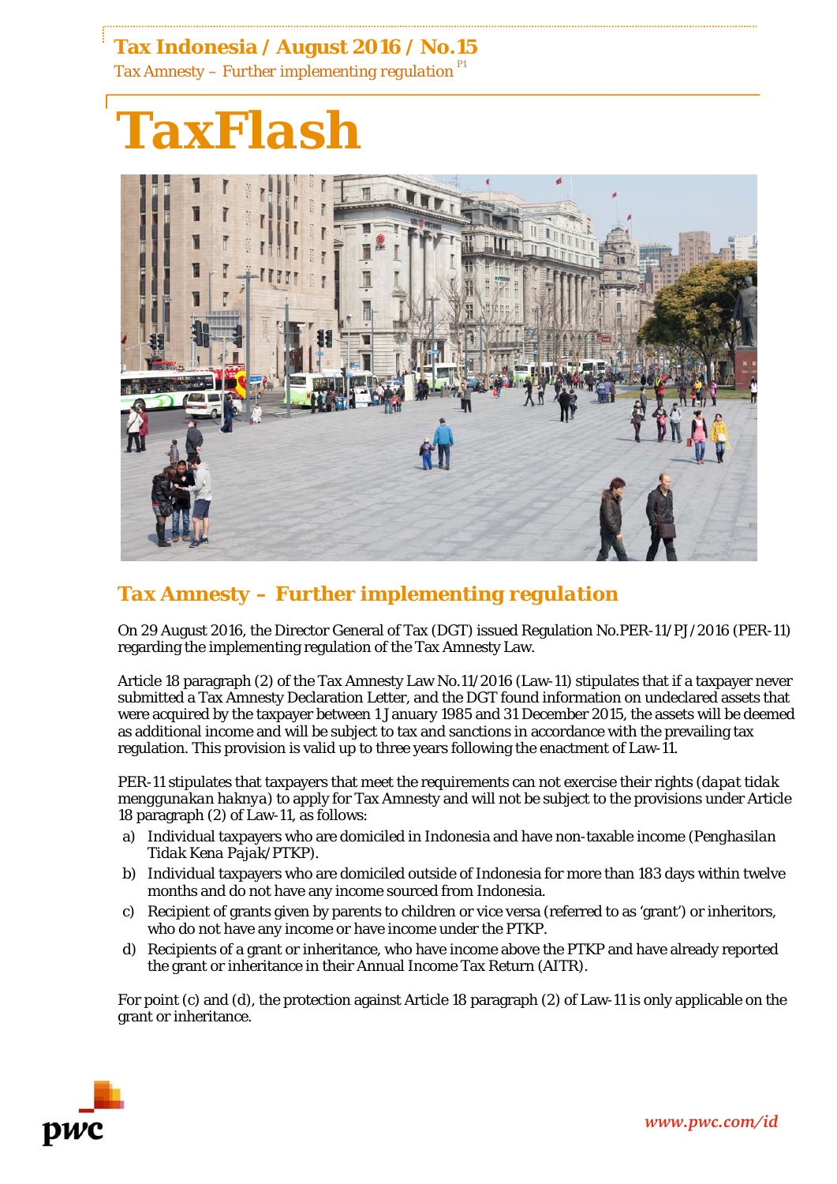# TaxFlash

## Tax Amnesty – Further implementing regulation

On 29 August 2016, the Director General of Tax (DGT) issued Regulation No.PER-11/PJ/2016 (PER-11) regarding the implementing regulation of the Tax Amnesty Law.

Article 18 paragraph (2) of the Tax Amnesty Law No.11/2016 (Law-11) stipulates that if a taxpayer never submitted a Tax Amnesty Declaration Letter, and the DGT found information on undeclared assets that were acquired by the taxpayer between 1 January 1985 and 31 December 2015, the assets will be deemed as additional income and will be subject to tax and sanctions in accordance with the prevailing tax regulation. This provision is valid up to three years following the enactment of Law-11.

PER-11 stipulates that taxpayers that meet the requirements can not exercise their rights (*dapat tidak menggunakan haknya*) to apply for Tax Amnesty and will not be subject to the provisions under Article 18 paragraph (2) of Law-11, as follows:

a) Individual taxpayers who are domiciled in Indonesia and have non-taxable income (*Penghasilan Tidak Kena Pajak*/PTKP).
b) Individual taxpayers who are domiciled outside of Indonesia for more than 183 days within twelve months and do not have any income sourced from Indonesia.
c) Recipient of grants given by parents to children or vice versa (referred to as 'grant') or inheritors, who do not have any income or have income under the PTKP.
d) Recipients of a grant or inheritance, who have income above the PTKP and have already reported the grant or inheritance in their Annual Income Tax Return (AITR).

For point (c) and (d), the protection against Article 18 paragraph (2) of Law-11 is only applicable on the grant or inheritance.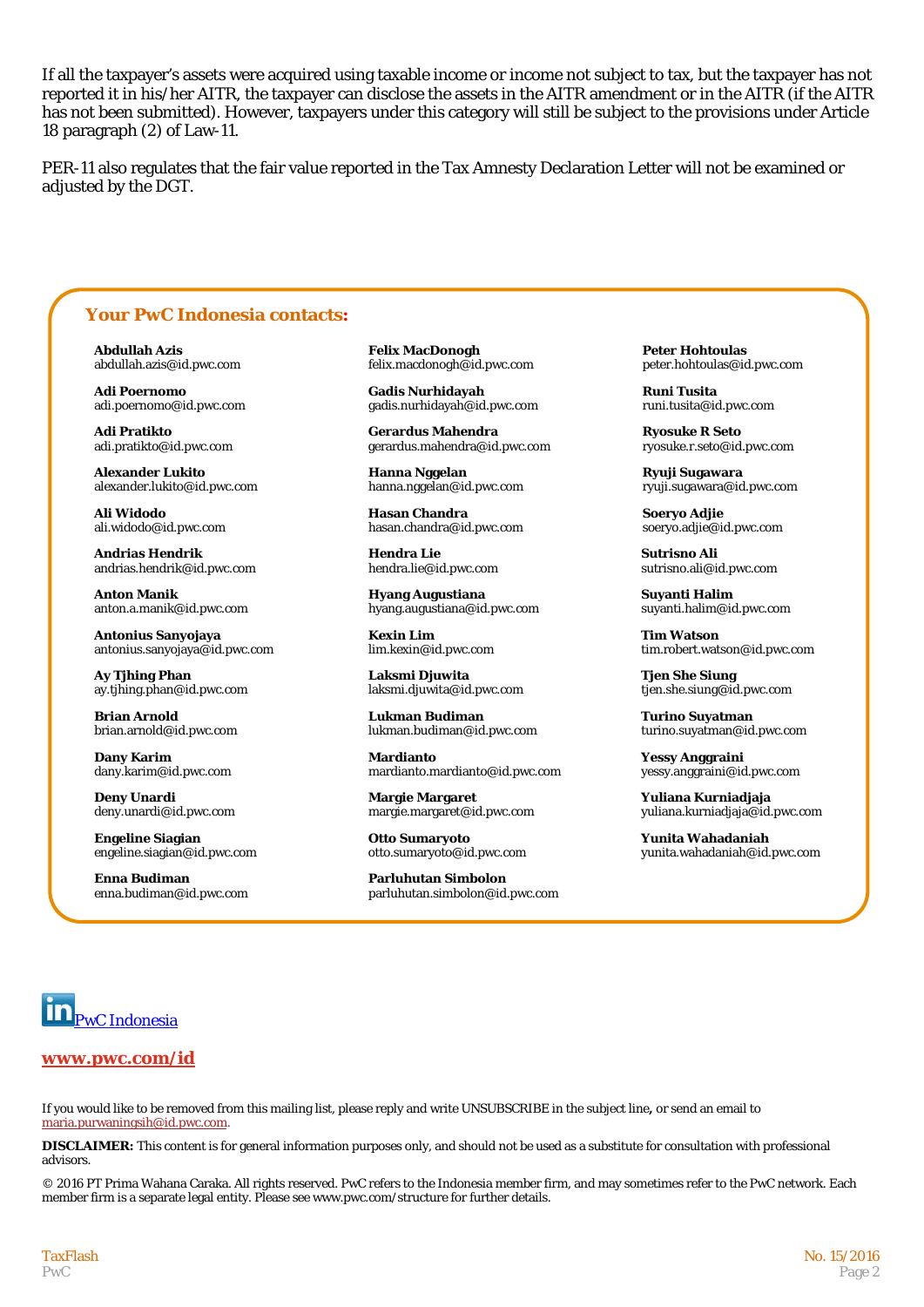If all the taxpayer's assets were acquired using taxable income or income not subject to tax, but the taxpayer has not reported it in his/her AITR, the taxpayer can disclose the assets in the AITR amendment or in the AITR (if the AITR has not been submitted). However, taxpayers under this category will still be subject to the provisions under Article 18 paragraph (2) of Law-11.

PER-11 also regulates that the fair value reported in the Tax Amnesty Declaration Letter will not be examined or adjusted by the DGT.

## Your PwC Indonesia contacts:

**Abdullah Azis**
abdullah.azis@id.pwc.com

**Adi Poernomo**
adi.poernomo@id.pwc.com

**Adi Pratikto**
adi.pratikto@id.pwc.com

**Alexander Lukito**
alexander.lukito@id.pwc.com

**Ali Widodo**
ali.widodo@id.pwc.com

**Andrias Hendrik**
andrias.hendrik@id.pwc.com

**Anton Manik**
anton.a.manik@id.pwc.com

**Antonius Sanyojaya**
antonius.sanyojaya@id.pwc.com

**Ay Tjhing Phan**
ay.tjhing.phan@id.pwc.com

**Brian Arnold**
brian.arnold@id.pwc.com

**Dany Karim**
dany.karim@id.pwc.com

**Deny Unardi**
deny.unardi@id.pwc.com

**Engeline Siagian**
engeline.siagian@id.pwc.com

**Enna Budiman**
enna.budiman@id.pwc.com

**Felix MacDonogh**
felix.macdonogh@id.pwc.com

**Gadis Nurhidayah**
gadis.nurhidayah@id.pwc.com

**Gerardus Mahendra**
gerardus.mahendra@id.pwc.com

**Hanna Nggelan**
hanna.nggelan@id.pwc.com

**Hasan Chandra**
hasan.chandra@id.pwc.com

**Hendra Lie**
hendra.lie@id.pwc.com

**Hyang Augustiana**
hyang.augustiana@id.pwc.com

**Kexin Lim**
lim.kexin@id.pwc.com

**Laksmi Djuwita**
laksmi.djuwita@id.pwc.com

**Lukman Budiman**
lukman.budiman@id.pwc.com

**Mardianto**
mardianto.mardianto@id.pwc.com

**Margie Margaret**
margie.margaret@id.pwc.com

**Otto Sumaryoto**
otto.sumaryoto@id.pwc.com

**Parluhutan Simbolon**
parluhutan.simbolon@id.pwc.com

**Peter Hohtoulas**
peter.hohtoulas@id.pwc.com

**Runi Tusita**
runi.tusita@id.pwc.com

**Ryosuke R Seto**
ryosuke.r.seto@id.pwc.com

**Ryuji Sugawara**
ryuji.sugawara@id.pwc.com

**Soeryo Adjie**
soeryo.adjie@id.pwc.com

**Sutrisno Ali**
sutrisno.ali@id.pwc.com

**Suyanti Halim**
suyanti.halim@id.pwc.com

**Tim Watson**
tim.robert.watson@id.pwc.com

**Tjen She Siung**
tjen.she.siung@id.pwc.com

**Turino Suyatman**
turino.suyatman@id.pwc.com

**Yessy Anggraini**
yessy.anggraini@id.pwc.com

**Yuliana Kurniadjaja**
yuliana.kurniadjaja@id.pwc.com

**Yunita Wahadaniah**
yunita.wahadaniah@id.pwc.com

PwC Indonesia

**www.pwc.com/id**

If you would like to be removed from this mailing list, please reply and write UNSUBSCRIBE in the subject line, or send an email to maria.purwaningsih@id.pwc.com.

**DISCLAIMER:** This content is for general information purposes only, and should not be used as a substitute for consultation with professional advisors.

© 2016 PT Prima Wahana Caraka. All rights reserved. PwC refers to the Indonesia member firm, and may sometimes refer to the PwC network. Each member firm is a separate legal entity. Please see www.pwc.com/structure for further details.